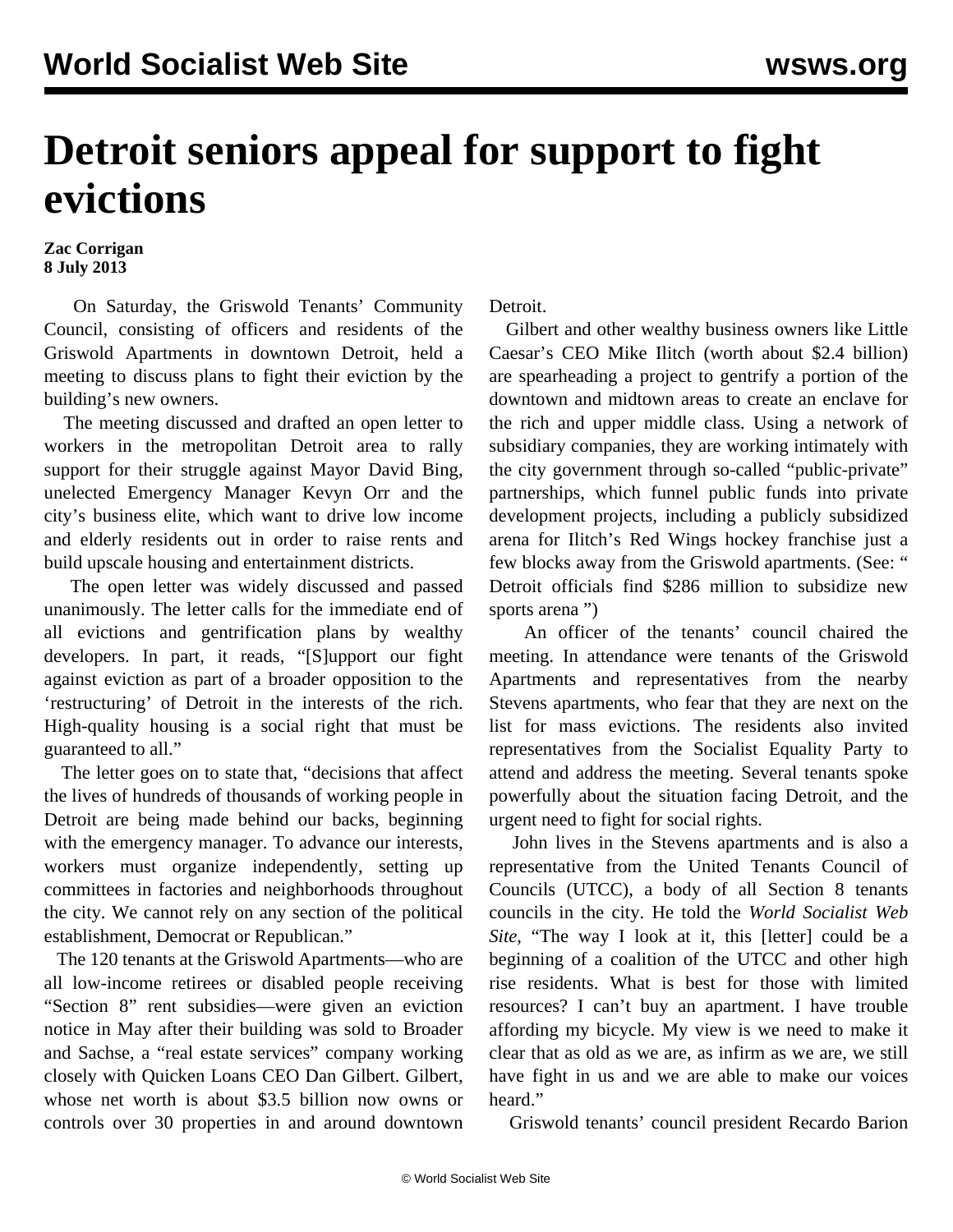# Detroit seniors appeal for support to fight evictions

**Zac Corrigan**
**8 July 2013**

On Saturday, the Griswold Tenants' Community Council, consisting of officers and residents of the Griswold Apartments in downtown Detroit, held a meeting to discuss plans to fight their eviction by the building's new owners.

The meeting discussed and drafted an open letter to workers in the metropolitan Detroit area to rally support for their struggle against Mayor David Bing, unelected Emergency Manager Kevyn Orr and the city's business elite, which want to drive low income and elderly residents out in order to raise rents and build upscale housing and entertainment districts.

The open letter was widely discussed and passed unanimously. The letter calls for the immediate end of all evictions and gentrification plans by wealthy developers. In part, it reads, "[S]upport our fight against eviction as part of a broader opposition to the 'restructuring' of Detroit in the interests of the rich. High-quality housing is a social right that must be guaranteed to all."

The letter goes on to state that, "decisions that affect the lives of hundreds of thousands of working people in Detroit are being made behind our backs, beginning with the emergency manager. To advance our interests, workers must organize independently, setting up committees in factories and neighborhoods throughout the city. We cannot rely on any section of the political establishment, Democrat or Republican."

The 120 tenants at the Griswold Apartments—who are all low-income retirees or disabled people receiving "Section 8" rent subsidies—were given an eviction notice in May after their building was sold to Broader and Sachse, a "real estate services" company working closely with Quicken Loans CEO Dan Gilbert. Gilbert, whose net worth is about $3.5 billion now owns or controls over 30 properties in and around downtown Detroit.

Gilbert and other wealthy business owners like Little Caesar's CEO Mike Ilitch (worth about $2.4 billion) are spearheading a project to gentrify a portion of the downtown and midtown areas to create an enclave for the rich and upper middle class. Using a network of subsidiary companies, they are working intimately with the city government through so-called "public-private" partnerships, which funnel public funds into private development projects, including a publicly subsidized arena for Ilitch's Red Wings hockey franchise just a few blocks away from the Griswold apartments. (See: " Detroit officials find $286 million to subsidize new sports arena ")

An officer of the tenants' council chaired the meeting. In attendance were tenants of the Griswold Apartments and representatives from the nearby Stevens apartments, who fear that they are next on the list for mass evictions. The residents also invited representatives from the Socialist Equality Party to attend and address the meeting. Several tenants spoke powerfully about the situation facing Detroit, and the urgent need to fight for social rights.

John lives in the Stevens apartments and is also a representative from the United Tenants Council of Councils (UTCC), a body of all Section 8 tenants councils in the city. He told the *World Socialist Web Site*, "The way I look at it, this [letter] could be a beginning of a coalition of the UTCC and other high rise residents. What is best for those with limited resources? I can't buy an apartment. I have trouble affording my bicycle. My view is we need to make it clear that as old as we are, as infirm as we are, we still have fight in us and we are able to make our voices heard."

Griswold tenants' council president Recardo Barion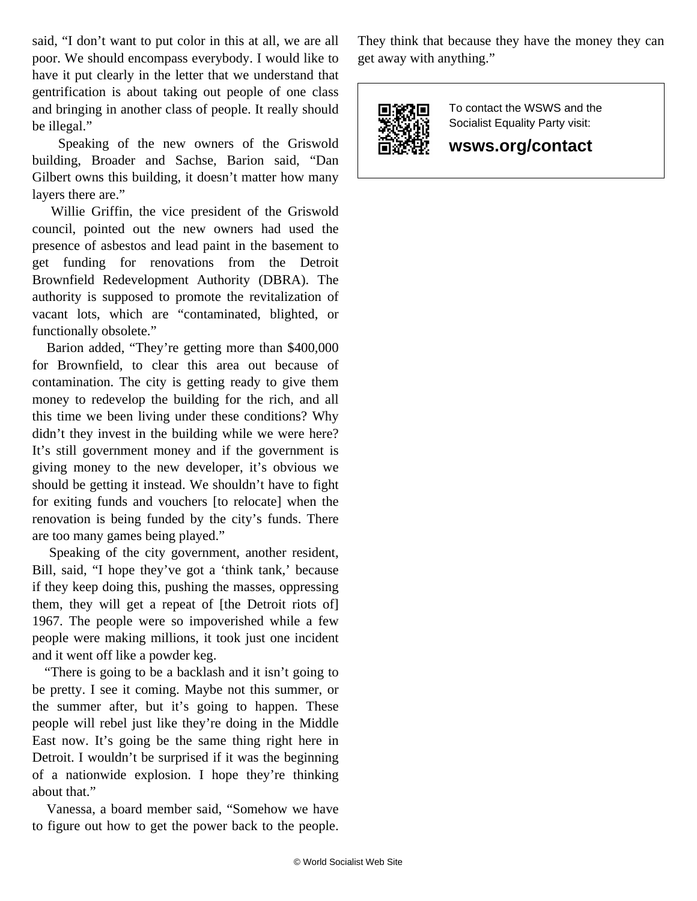said, "I don't want to put color in this at all, we are all poor. We should encompass everybody. I would like to have it put clearly in the letter that we understand that gentrification is about taking out people of one class and bringing in another class of people. It really should be illegal."

Speaking of the new owners of the Griswold building, Broader and Sachse, Barion said, "Dan Gilbert owns this building, it doesn't matter how many layers there are."

Willie Griffin, the vice president of the Griswold council, pointed out the new owners had used the presence of asbestos and lead paint in the basement to get funding for renovations from the Detroit Brownfield Redevelopment Authority (DBRA). The authority is supposed to promote the revitalization of vacant lots, which are "contaminated, blighted, or functionally obsolete."

Barion added, "They're getting more than $400,000 for Brownfield, to clear this area out because of contamination. The city is getting ready to give them money to redevelop the building for the rich, and all this time we been living under these conditions? Why didn't they invest in the building while we were here? It's still government money and if the government is giving money to the new developer, it's obvious we should be getting it instead. We shouldn't have to fight for exiting funds and vouchers [to relocate] when the renovation is being funded by the city's funds. There are too many games being played."

Speaking of the city government, another resident, Bill, said, "I hope they've got a 'think tank,' because if they keep doing this, pushing the masses, oppressing them, they will get a repeat of [the Detroit riots of] 1967. The people were so impoverished while a few people were making millions, it took just one incident and it went off like a powder keg.

"There is going to be a backlash and it isn't going to be pretty. I see it coming. Maybe not this summer, or the summer after, but it's going to happen. These people will rebel just like they're doing in the Middle East now. It's going be the same thing right here in Detroit. I wouldn't be surprised if it was the beginning of a nationwide explosion. I hope they're thinking about that."

Vanessa, a board member said, "Somehow we have to figure out how to get the power back to the people. They think that because they have the money they can get away with anything."

To contact the WSWS and the Socialist Equality Party visit:

**wsws.org/contact**